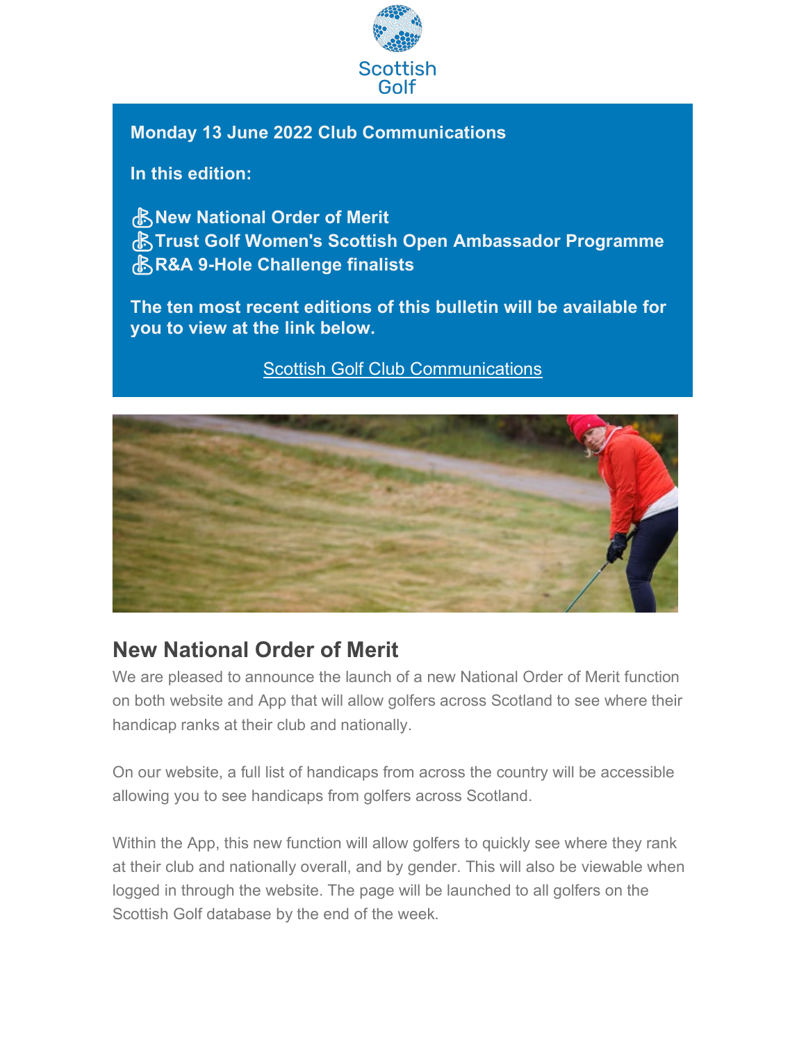Scottish Golf

**Monday 13 June 2022 Club Communications**

**In this edition:**

- **New National Order of Merit**
- **Trust Golf Women's Scottish Open Ambassador Programme**
- **R&A 9-Hole Challenge finalists**

**The ten most recent editions of this bulletin will be available for you to view at the link below.**

[Scottish Golf Club Communications]

## New National Order of Merit

We are pleased to announce the launch of a new National Order of Merit function on both website and App that will allow golfers across Scotland to see where their handicap ranks at their club and nationally.

On our website, a full list of handicaps from across the country will be accessible allowing you to see handicaps from golfers across Scotland.

Within the App, this new function will allow golfers to quickly see where they rank at their club and nationally overall, and by gender. This will also be viewable when logged in through the website. The page will be launched to all golfers on the Scottish Golf database by the end of the week.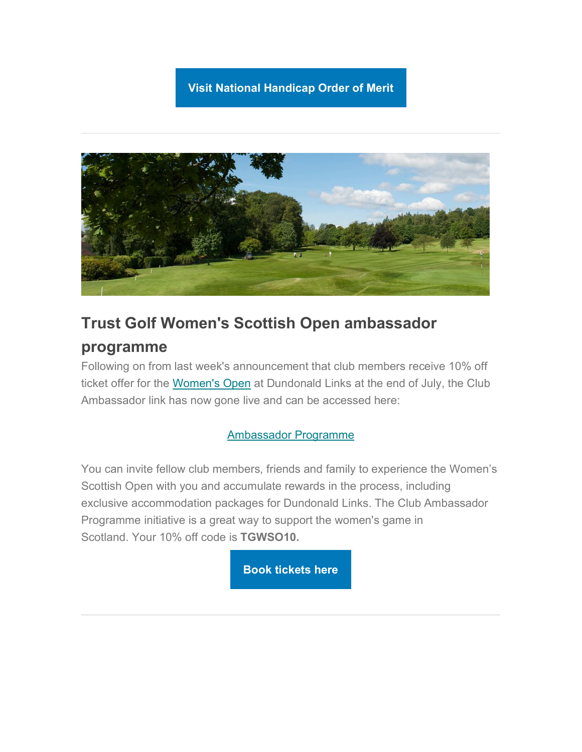**Visit National Handicap Order of Merit**

---

## Trust Golf Women's Scottish Open ambassador programme

Following on from last week's announcement that club members receive 10% off ticket offer for the Women's Open at Dundonald Links at the end of July, the Club Ambassador link has now gone live and can be accessed here:

Ambassador Programme

You can invite fellow club members, friends and family to experience the Women's Scottish Open with you and accumulate rewards in the process, including exclusive accommodation packages for Dundonald Links. The Club Ambassador Programme initiative is a great way to support the women's game in Scotland. Your 10% off code is **TGWSO10.**

**Book tickets here**

---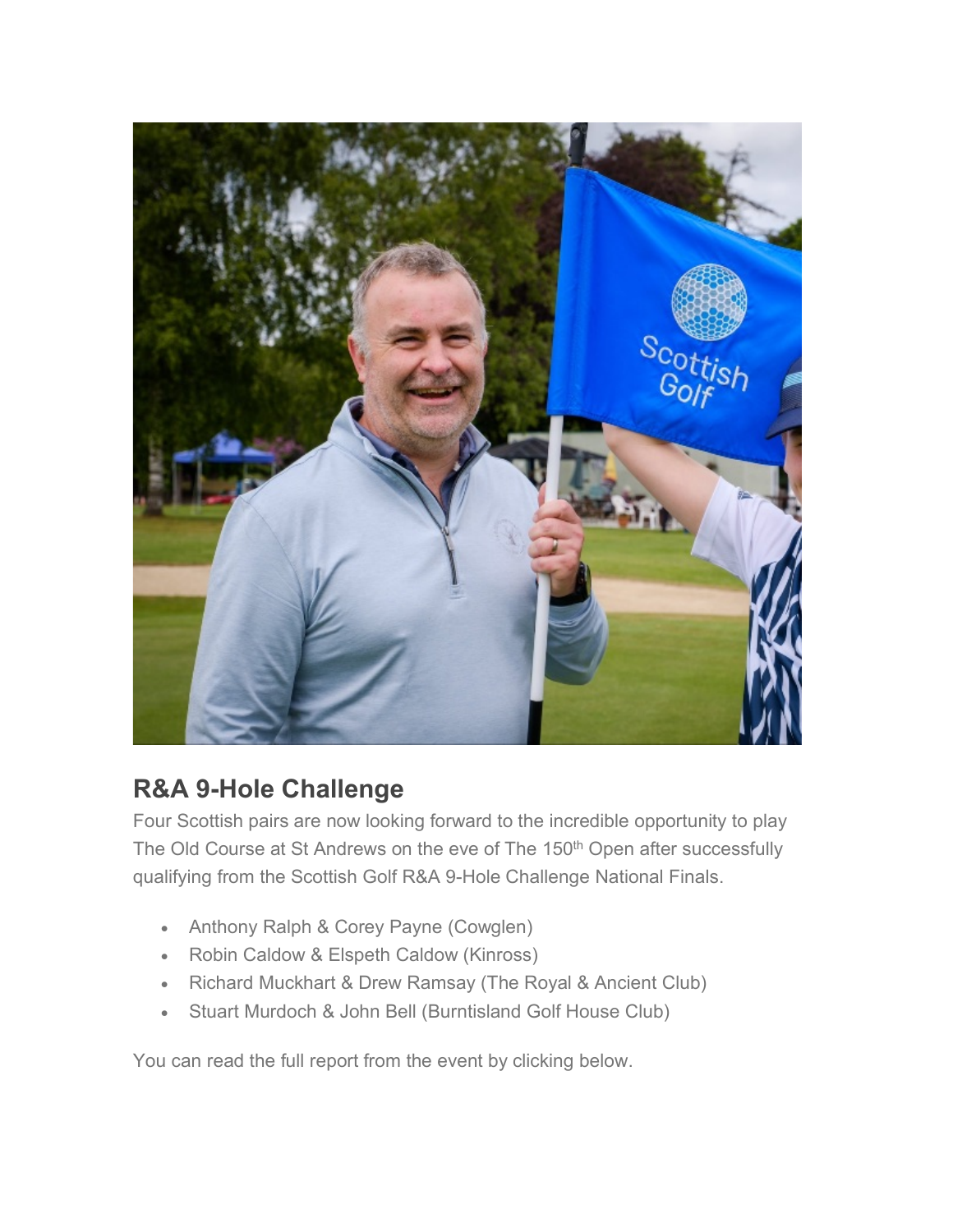## R&A 9-Hole Challenge

Four Scottish pairs are now looking forward to the incredible opportunity to play The Old Course at St Andrews on the eve of The 150th Open after successfully qualifying from the Scottish Golf R&A 9-Hole Challenge National Finals.

- Anthony Ralph & Corey Payne (Cowglen)
- Robin Caldow & Elspeth Caldow (Kinross)
- Richard Muckhart & Drew Ramsay (The Royal & Ancient Club)
- Stuart Murdoch & John Bell (Burntisland Golf House Club)

You can read the full report from the event by clicking below.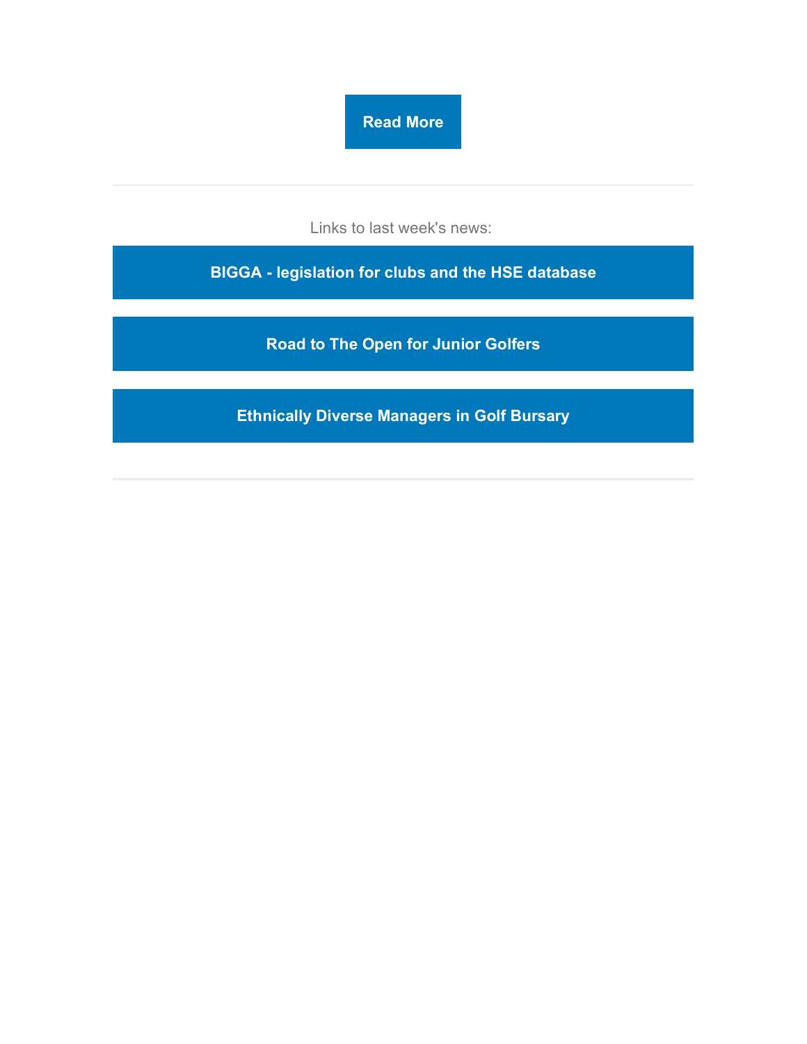**Read More**

---

Links to last week's news:

**BIGGA - legislation for clubs and the HSE database**

**Road to The Open for Junior Golfers**

**Ethnically Diverse Managers in Golf Bursary**

---